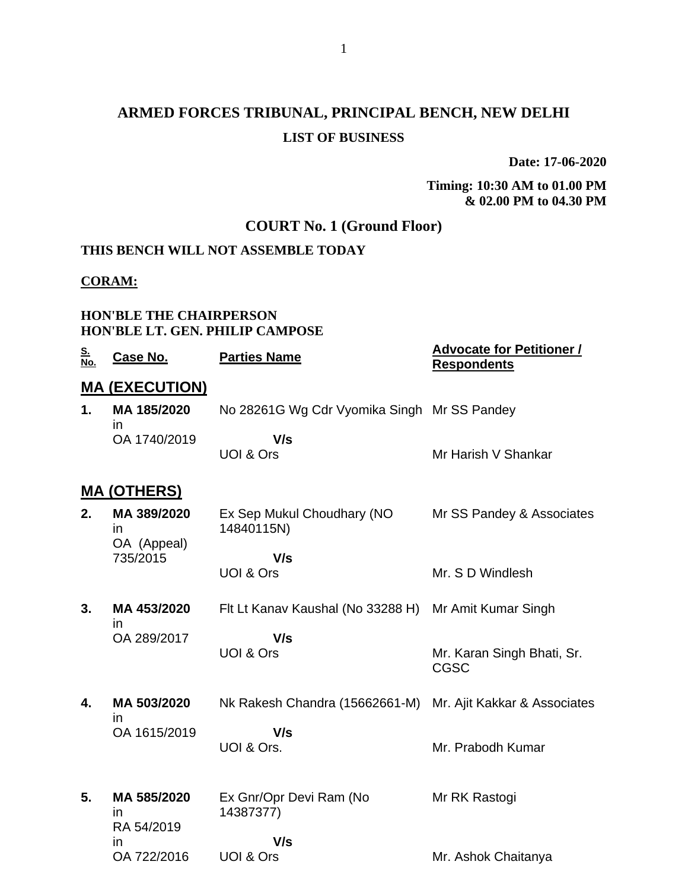# ARMED FORCES TRIBUNAL, PRINCIPAL BENCH, NEW DELHI

## LIST OF BUSINESS

**Date: 17-06-2020**

**Timing: 10:30 AM to 01.00 PM & 02.00 PM to 04.30 PM**

## COURT No. 1 (Ground Floor)

**THIS BENCH WILL NOT ASSEMBLE TODAY**

**CORAM:**

**HON'BLE THE CHAIRPERSON**
**HON'BLE LT. GEN. PHILIP CAMPOSE**

| S. No. | Case No. | Parties Name | Advocate for Petitioner / Respondents |
|---|---|---|---|
| **MA (EXECUTION)** | | | |
| **1.** | **MA 185/2020** in OA 1740/2019 | No 28261G Wg Cdr Vyomika Singh **V/s** UOI & Ors | Mr SS Pandey<br>Mr Harish V Shankar |
| **MA (OTHERS)** | | | |
| **2.** | **MA 389/2020** in OA (Appeal) 735/2015 | Ex Sep Mukul Choudhary (NO 14840115N) **V/s** UOI & Ors | Mr SS Pandey & Associates<br>Mr. S D Windlesh |
| **3.** | **MA 453/2020** in OA 289/2017 | Flt Lt Kanav Kaushal (No 33288 H) **V/s** UOI & Ors | Mr Amit Kumar Singh<br>Mr. Karan Singh Bhati, Sr. CGSC |
| **4.** | **MA 503/2020** in OA 1615/2019 | Nk Rakesh Chandra (15662661-M) **V/s** UOI & Ors. | Mr. Ajit Kakkar & Associates<br>Mr. Prabodh Kumar |
| **5.** | **MA 585/2020** in RA 54/2019 in OA 722/2016 | Ex Gnr/Opr Devi Ram (No 14387377) **V/s** UOI & Ors | Mr RK Rastogi<br>Mr. Ashok Chaitanya |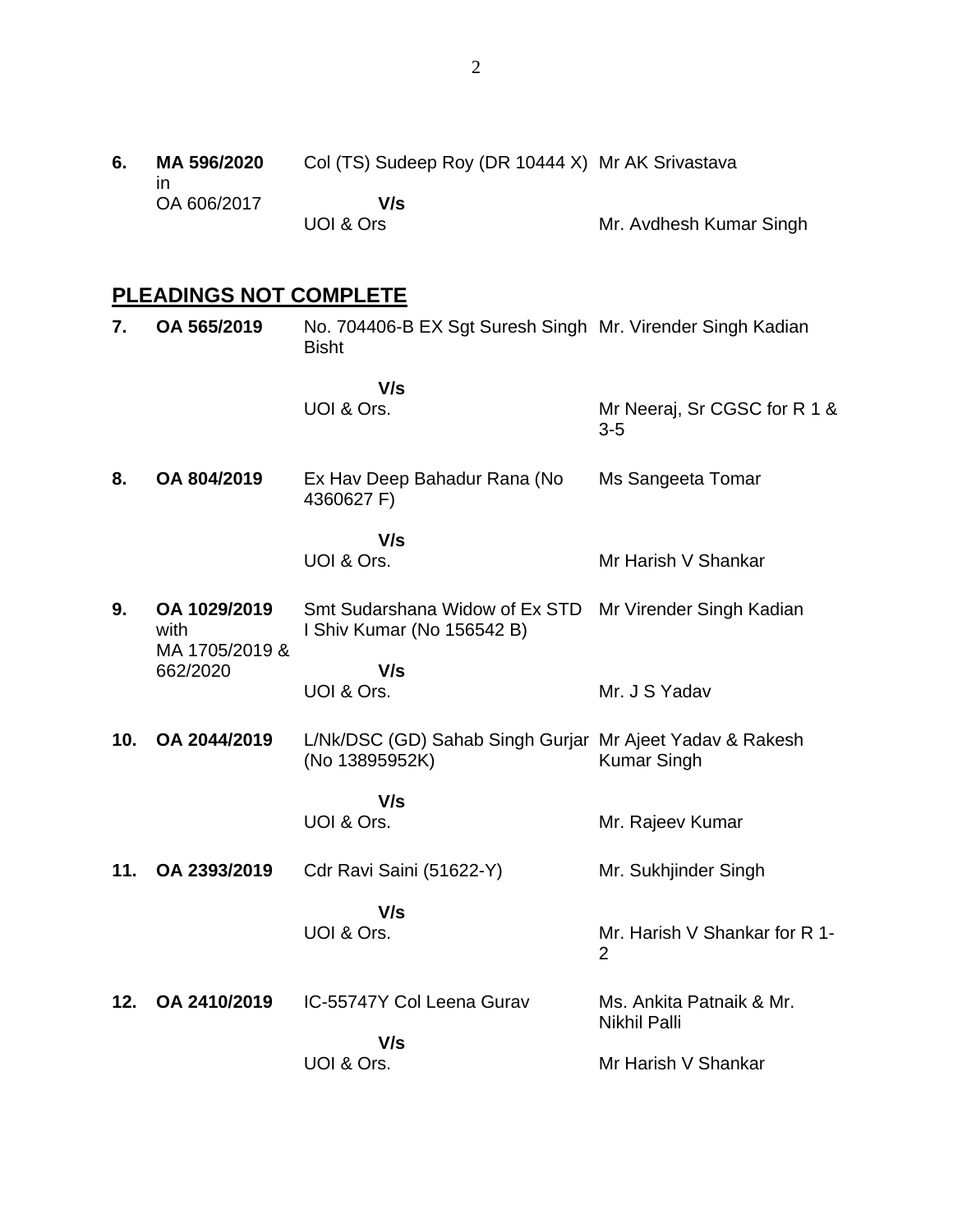| | | | |
|---|---|---|---|
| **6.** | **MA 596/2020** in OA 606/2017 | Col (TS) Sudeep Roy (DR 10444 X)<br>**V/s**<br>UOI & Ors | Mr AK Srivastava<br><br>Mr. Avdhesh Kumar Singh |

## PLEADINGS NOT COMPLETE

| | | | |
|---|---|---|---|
| **7.** | **OA 565/2019** | No. 704406-B EX Sgt Suresh Singh Bisht<br>**V/s**<br>UOI & Ors. | Mr. Virender Singh Kadian<br><br>Mr Neeraj, Sr CGSC for R 1 & 3-5 |
| **8.** | **OA 804/2019** | Ex Hav Deep Bahadur Rana (No 4360627 F)<br>**V/s**<br>UOI & Ors. | Ms Sangeeta Tomar<br><br>Mr Harish V Shankar |
| **9.** | **OA 1029/2019** with MA 1705/2019 & 662/2020 | Smt Sudarshana Widow of Ex STD I Shiv Kumar (No 156542 B)<br>**V/s**<br>UOI & Ors. | Mr Virender Singh Kadian<br><br>Mr. J S Yadav |
| **10.** | **OA 2044/2019** | L/Nk/DSC (GD) Sahab Singh Gurjar (No 13895952K)<br>**V/s**<br>UOI & Ors. | Mr Ajeet Yadav & Rakesh Kumar Singh<br><br>Mr. Rajeev Kumar |
| **11.** | **OA 2393/2019** | Cdr Ravi Saini (51622-Y)<br>**V/s**<br>UOI & Ors. | Mr. Sukhjinder Singh<br><br>Mr. Harish V Shankar for R 1-2 |
| **12.** | **OA 2410/2019** | IC-55747Y Col Leena Gurav<br>**V/s**<br>UOI & Ors. | Ms. Ankita Patnaik & Mr. Nikhil Palli<br><br>Mr Harish V Shankar |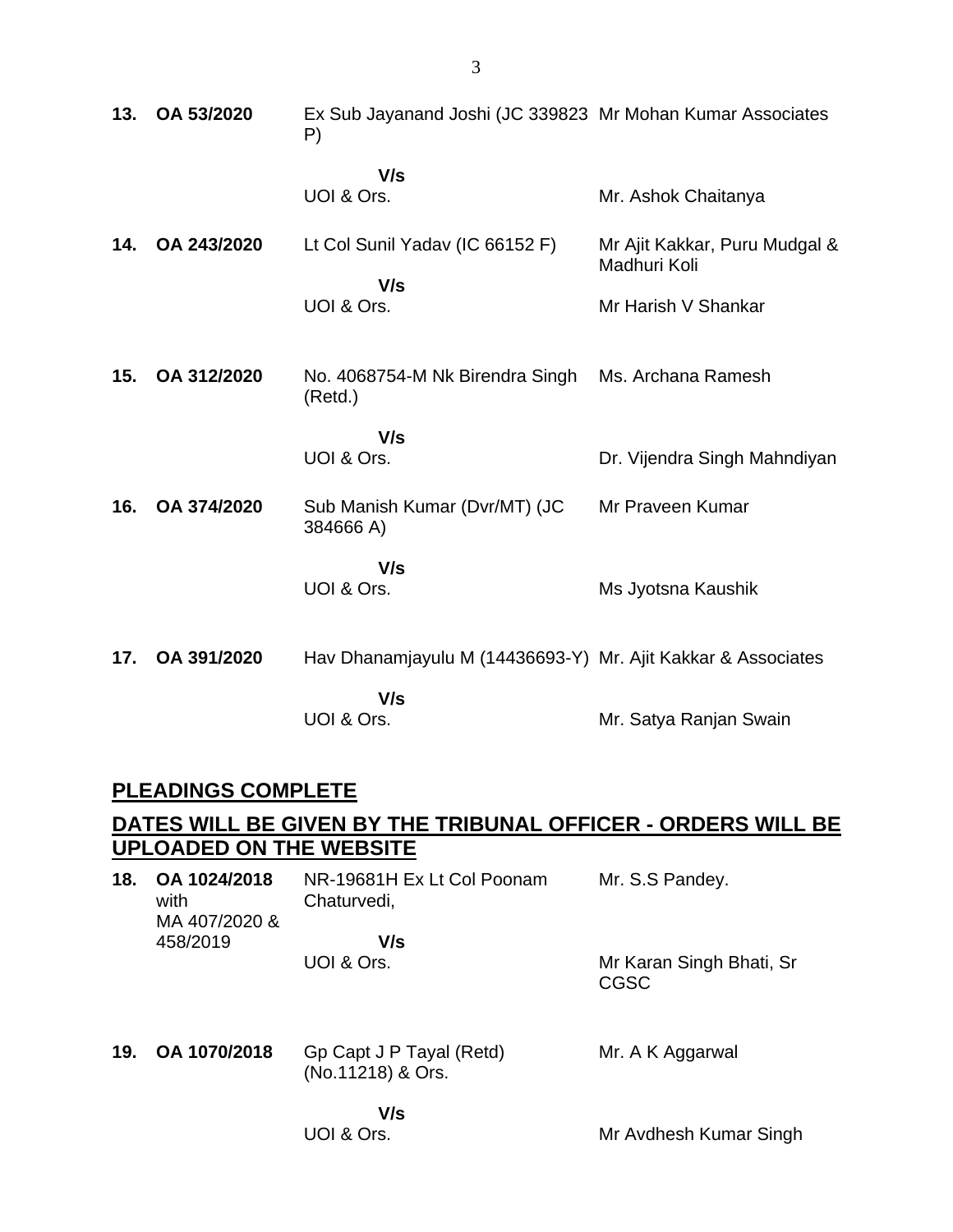| | | | |
|---|---|---|---|
| **13.** | **OA 53/2020** | Ex Sub Jayanand Joshi (JC 339823 P)<br><br>**V/s**<br>UOI & Ors. | Mr Mohan Kumar Associates<br><br><br>Mr. Ashok Chaitanya |
| **14.** | **OA 243/2020** | Lt Col Sunil Yadav (IC 66152 F)<br><br>**V/s**<br>UOI & Ors. | Mr Ajit Kakkar, Puru Mudgal & Madhuri Koli<br><br>Mr Harish V Shankar |
| **15.** | **OA 312/2020** | No. 4068754-M Nk Birendra Singh (Retd.)<br><br>**V/s**<br>UOI & Ors. | Ms. Archana Ramesh<br><br><br>Dr. Vijendra Singh Mahndiyan |
| **16.** | **OA 374/2020** | Sub Manish Kumar (Dvr/MT) (JC 384666 A)<br><br>**V/s**<br>UOI & Ors. | Mr Praveen Kumar<br><br><br>Ms Jyotsna Kaushik |
| **17.** | **OA 391/2020** | Hav Dhanamjayulu M (14436693-Y)<br><br>**V/s**<br>UOI & Ors. | Mr. Ajit Kakkar & Associates<br><br><br>Mr. Satya Ranjan Swain |

## PLEADINGS COMPLETE

## DATES WILL BE GIVEN BY THE TRIBUNAL OFFICER - ORDERS WILL BE UPLOADED ON THE WEBSITE

| | | | |
|---|---|---|---|
| **18.** | **OA 1024/2018** with MA 407/2020 & 458/2019 | NR-19681H Ex Lt Col Poonam Chaturvedi,<br><br>**V/s**<br>UOI & Ors. | Mr. S.S Pandey.<br><br><br>Mr Karan Singh Bhati, Sr CGSC |
| **19.** | **OA 1070/2018** | Gp Capt J P Tayal (Retd) (No.11218) & Ors.<br><br>**V/s**<br>UOI & Ors. | Mr. A K Aggarwal<br><br><br>Mr Avdhesh Kumar Singh |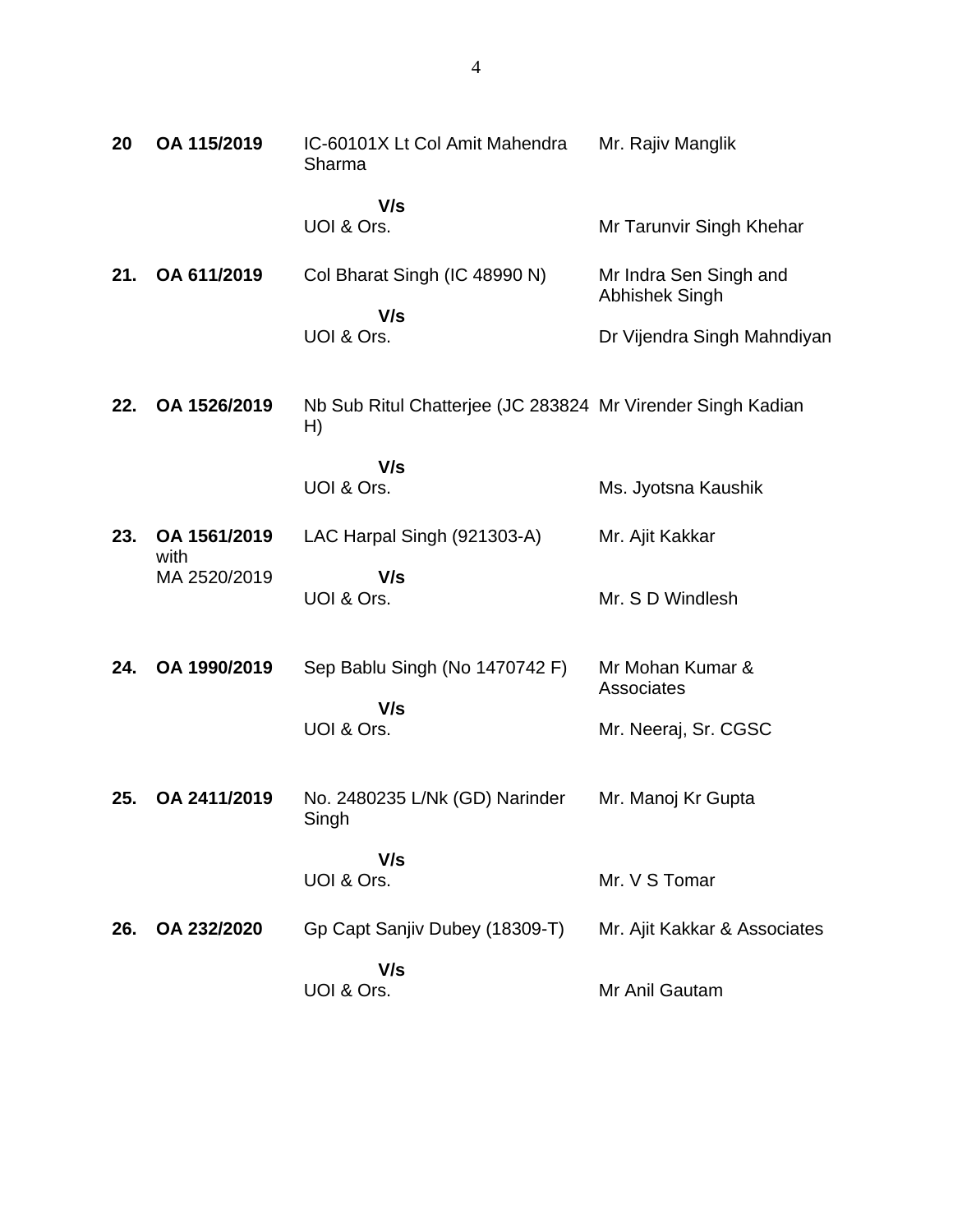| | | | |
|---|---|---|---|
| **20** | **OA 115/2019** | IC-60101X Lt Col Amit Mahendra Sharma<br><br>**V/s**<br>UOI & Ors. | Mr. Rajiv Manglik<br><br><br>Mr Tarunvir Singh Khehar |
| **21.** | **OA 611/2019** | Col Bharat Singh (IC 48990 N)<br><br>**V/s**<br>UOI & Ors. | Mr Indra Sen Singh and Abhishek Singh<br><br>Dr Vijendra Singh Mahndiyan |
| **22.** | **OA 1526/2019** | Nb Sub Ritul Chatterjee (JC 283824 H)<br><br>**V/s**<br>UOI & Ors. | Mr Virender Singh Kadian<br><br><br>Ms. Jyotsna Kaushik |
| **23.** | **OA 1561/2019** with MA 2520/2019 | LAC Harpal Singh (921303-A)<br><br>**V/s**<br>UOI & Ors. | Mr. Ajit Kakkar<br><br><br>Mr. S D Windlesh |
| **24.** | **OA 1990/2019** | Sep Bablu Singh (No 1470742 F)<br><br>**V/s**<br>UOI & Ors. | Mr Mohan Kumar & Associates<br><br>Mr. Neeraj, Sr. CGSC |
| **25.** | **OA 2411/2019** | No. 2480235 L/Nk (GD) Narinder Singh<br><br>**V/s**<br>UOI & Ors. | Mr. Manoj Kr Gupta<br><br><br>Mr. V S Tomar |
| **26.** | **OA 232/2020** | Gp Capt Sanjiv Dubey (18309-T)<br><br>**V/s**<br>UOI & Ors. | Mr. Ajit Kakkar & Associates<br><br><br>Mr Anil Gautam |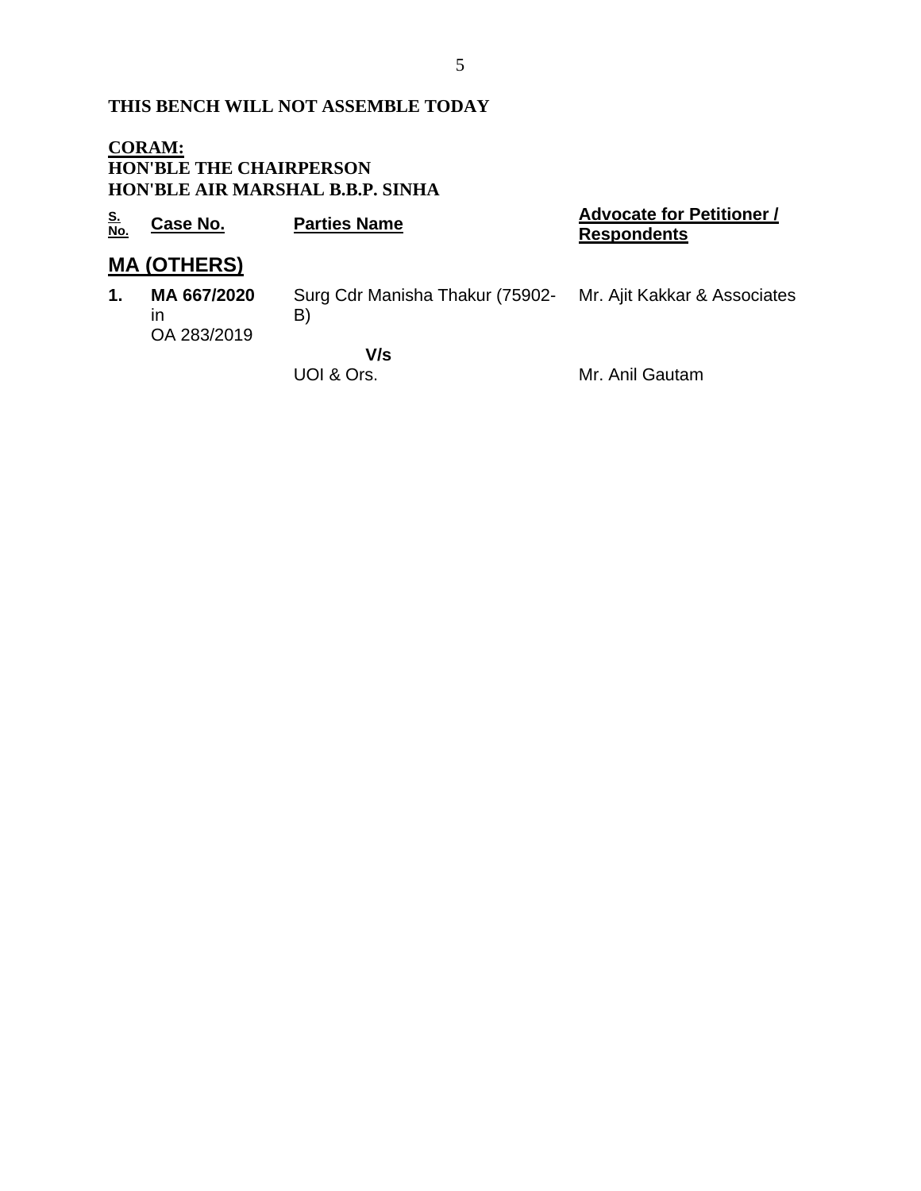**THIS BENCH WILL NOT ASSEMBLE TODAY**

**CORAM:**
**HON'BLE THE CHAIRPERSON**
**HON'BLE AIR MARSHAL B.B.P. SINHA**

| S. No. | Case No. | Parties Name | Advocate for Petitioner / Respondents |
|---|---|---|---|
| **MA (OTHERS)** | | | |
| **1.** | **MA 667/2020** in OA 283/2019 | Surg Cdr Manisha Thakur (75902-B) | Mr. Ajit Kakkar & Associates |
| | | **V/s** | |
| | | UOI & Ors. | Mr. Anil Gautam |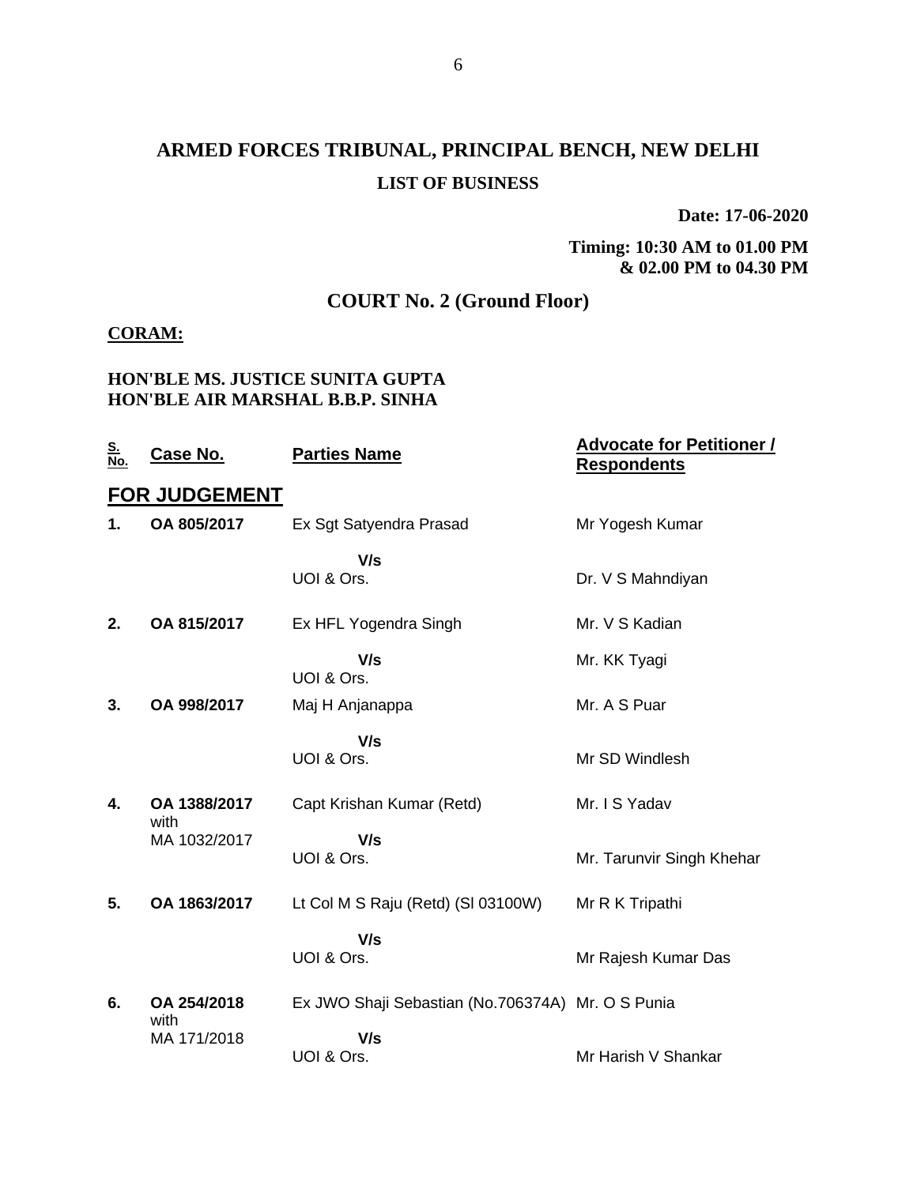# ARMED FORCES TRIBUNAL, PRINCIPAL BENCH, NEW DELHI

## LIST OF BUSINESS

**Date: 17-06-2020**

**Timing: 10:30 AM to 01.00 PM & 02.00 PM to 04.30 PM**

## COURT No. 2 (Ground Floor)

**CORAM:**

**HON'BLE MS. JUSTICE SUNITA GUPTA**
**HON'BLE AIR MARSHAL B.B.P. SINHA**

| S. No. | Case No. | Parties Name | Advocate for Petitioner / Respondents |
|---|---|---|---|
| | **FOR JUDGEMENT** | | |
| **1.** | **OA 805/2017** | Ex Sgt Satyendra Prasad | Mr Yogesh Kumar |
| | | **V/s** | |
| | | UOI & Ors. | Dr. V S Mahndiyan |
| **2.** | **OA 815/2017** | Ex HFL Yogendra Singh | Mr. V S Kadian |
| | | **V/s** | Mr. KK Tyagi |
| | | UOI & Ors. | |
| **3.** | **OA 998/2017** | Maj H Anjanappa | Mr. A S Puar |
| | | **V/s** | |
| | | UOI & Ors. | Mr SD Windlesh |
| **4.** | **OA 1388/2017** with MA 1032/2017 | Capt Krishan Kumar (Retd) | Mr. I S Yadav |
| | | **V/s** | |
| | | UOI & Ors. | Mr. Tarunvir Singh Khehar |
| **5.** | **OA 1863/2017** | Lt Col M S Raju (Retd) (Sl 03100W) | Mr R K Tripathi |
| | | **V/s** | |
| | | UOI & Ors. | Mr Rajesh Kumar Das |
| **6.** | **OA 254/2018** with MA 171/2018 | Ex JWO Shaji Sebastian (No.706374A) | Mr. O S Punia |
| | | **V/s** | |
| | | UOI & Ors. | Mr Harish V Shankar |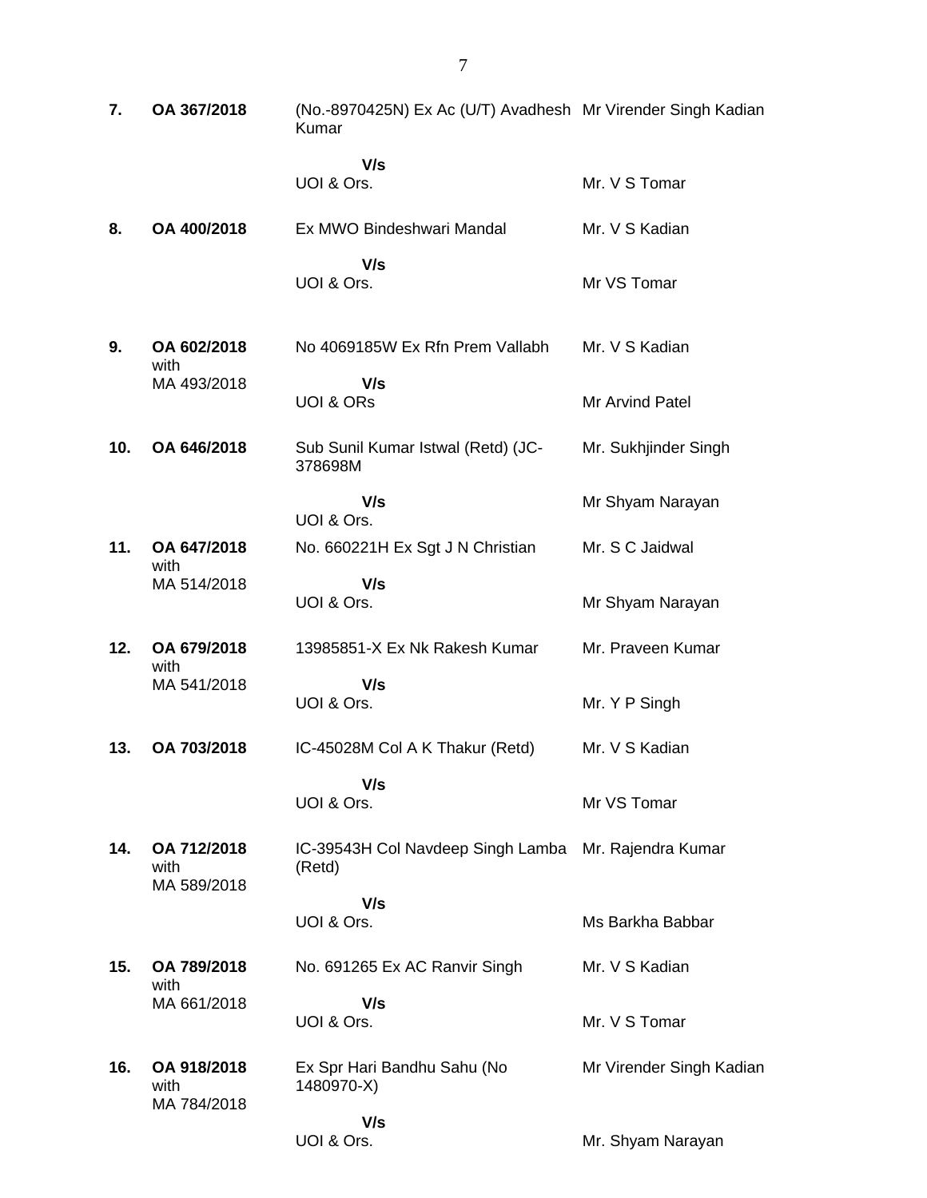| | | | |
|---|---|---|---|
| **7.** | **OA 367/2018** | (No.-8970425N) Ex Ac (U/T) Avadhesh Kumar | Mr Virender Singh Kadian |
| | | **V/s** | |
| | | UOI & Ors. | Mr. V S Tomar |
| **8.** | **OA 400/2018** | Ex MWO Bindeshwari Mandal | Mr. V S Kadian |
| | | **V/s** | |
| | | UOI & Ors. | Mr VS Tomar |
| **9.** | **OA 602/2018** with MA 493/2018 | No 4069185W Ex Rfn Prem Vallabh | Mr. V S Kadian |
| | | **V/s** | |
| | | UOI & ORs | Mr Arvind Patel |
| **10.** | **OA 646/2018** | Sub Sunil Kumar Istwal (Retd) (JC-378698M | Mr. Sukhjinder Singh |
| | | **V/s** | Mr Shyam Narayan |
| | | UOI & Ors. | |
| **11.** | **OA 647/2018** with MA 514/2018 | No. 660221H Ex Sgt J N Christian | Mr. S C Jaidwal |
| | | **V/s** | |
| | | UOI & Ors. | Mr Shyam Narayan |
| **12.** | **OA 679/2018** with MA 541/2018 | 13985851-X Ex Nk Rakesh Kumar | Mr. Praveen Kumar |
| | | **V/s** | |
| | | UOI & Ors. | Mr. Y P Singh |
| **13.** | **OA 703/2018** | IC-45028M Col A K Thakur (Retd) | Mr. V S Kadian |
| | | **V/s** | |
| | | UOI & Ors. | Mr VS Tomar |
| **14.** | **OA 712/2018** with MA 589/2018 | IC-39543H Col Navdeep Singh Lamba (Retd) | Mr. Rajendra Kumar |
| | | **V/s** | |
| | | UOI & Ors. | Ms Barkha Babbar |
| **15.** | **OA 789/2018** with MA 661/2018 | No. 691265 Ex AC Ranvir Singh | Mr. V S Kadian |
| | | **V/s** | |
| | | UOI & Ors. | Mr. V S Tomar |
| **16.** | **OA 918/2018** with MA 784/2018 | Ex Spr Hari Bandhu Sahu (No 1480970-X) | Mr Virender Singh Kadian |
| | | **V/s** | |
| | | UOI & Ors. | Mr. Shyam Narayan |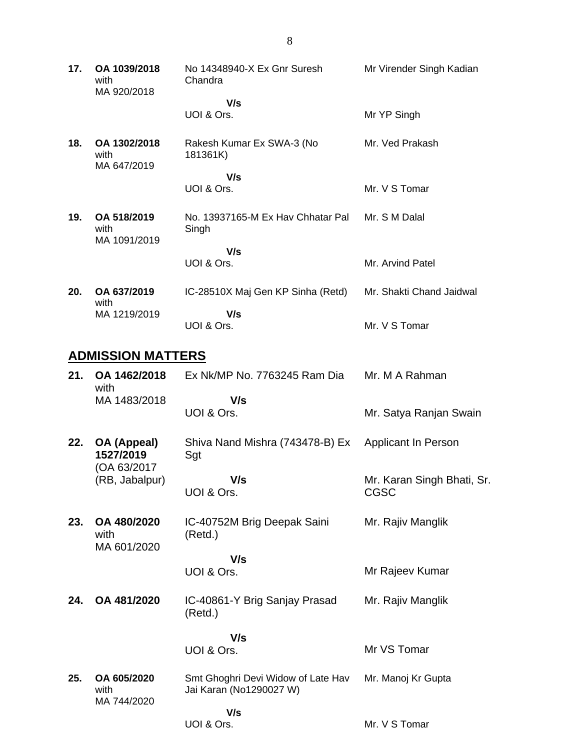| | | | |
|---|---|---|---|
| **17.** | **OA 1039/2018** with MA 920/2018 | No 14348940-X Ex Gnr Suresh Chandra<br>**V/s**<br>UOI & Ors. | Mr Virender Singh Kadian<br><br>Mr YP Singh |
| **18.** | **OA 1302/2018** with MA 647/2019 | Rakesh Kumar Ex SWA-3 (No 181361K)<br>**V/s**<br>UOI & Ors. | Mr. Ved Prakash<br><br>Mr. V S Tomar |
| **19.** | **OA 518/2019** with MA 1091/2019 | No. 13937165-M Ex Hav Chhatar Pal Singh<br>**V/s**<br>UOI & Ors. | Mr. S M Dalal<br><br>Mr. Arvind Patel |
| **20.** | **OA 637/2019** with MA 1219/2019 | IC-28510X Maj Gen KP Sinha (Retd)<br>**V/s**<br>UOI & Ors. | Mr. Shakti Chand Jaidwal<br><br>Mr. V S Tomar |

## ADMISSION MATTERS

| | | | |
|---|---|---|---|
| **21.** | **OA 1462/2018** with MA 1483/2018 | Ex Nk/MP No. 7763245 Ram Dia<br>**V/s**<br>UOI & Ors. | Mr. M A Rahman<br><br>Mr. Satya Ranjan Swain |
| **22.** | **OA (Appeal) 1527/2019** (OA 63/2017 (RB, Jabalpur) | Shiva Nand Mishra (743478-B) Ex Sgt<br>**V/s**<br>UOI & Ors. | Applicant In Person<br><br>Mr. Karan Singh Bhati, Sr. CGSC |
| **23.** | **OA 480/2020** with MA 601/2020 | IC-40752M Brig Deepak Saini (Retd.)<br>**V/s**<br>UOI & Ors. | Mr. Rajiv Manglik<br><br>Mr Rajeev Kumar |
| **24.** | **OA 481/2020** | IC-40861-Y Brig Sanjay Prasad (Retd.)<br>**V/s**<br>UOI & Ors. | Mr. Rajiv Manglik<br><br>Mr VS Tomar |
| **25.** | **OA 605/2020** with MA 744/2020 | Smt Ghoghri Devi Widow of Late Hav Jai Karan (No1290027 W)<br>**V/s**<br>UOI & Ors. | Mr. Manoj Kr Gupta<br><br>Mr. V S Tomar |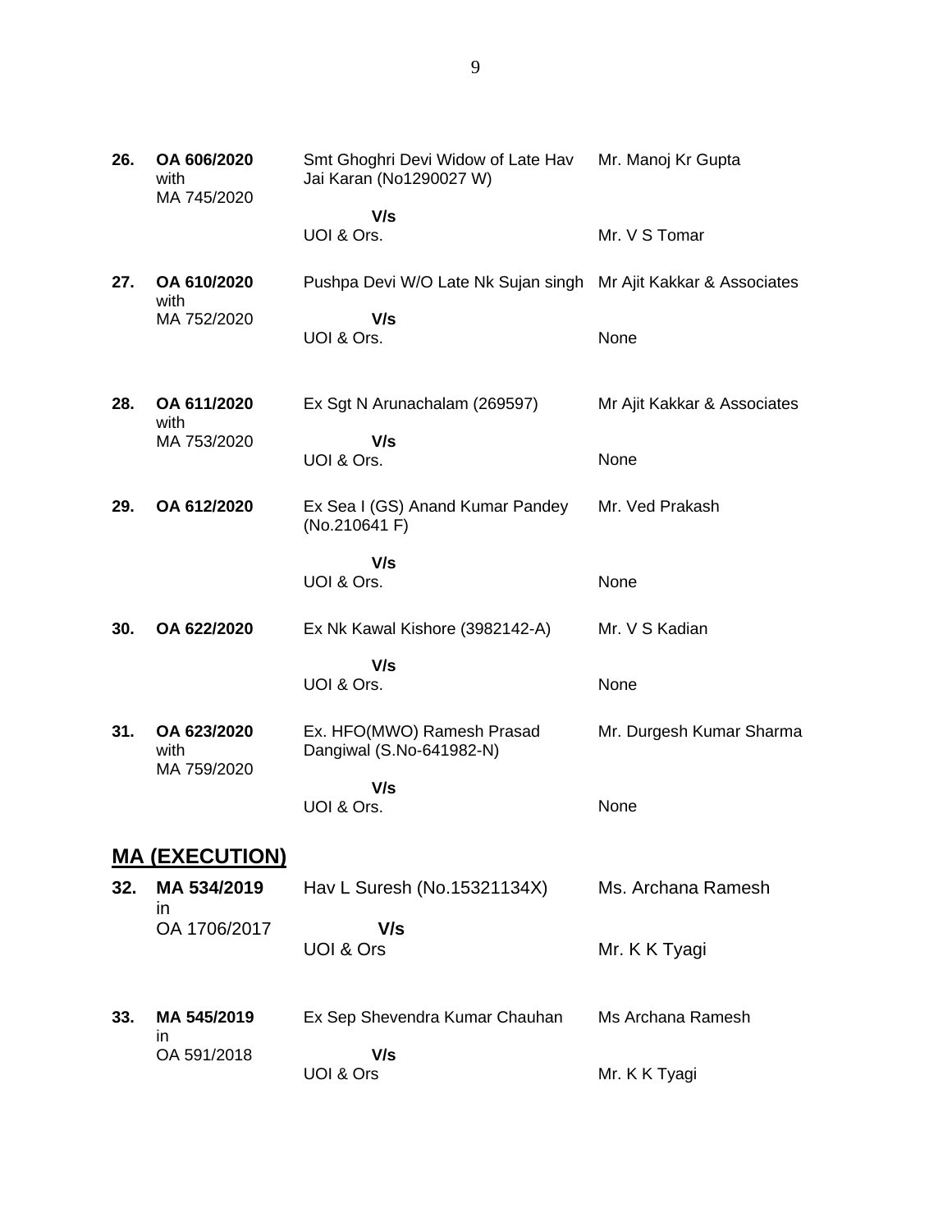| | | | |
|---|---|---|---|
| **26.** | **OA 606/2020** with MA 745/2020 | Smt Ghoghri Devi Widow of Late Hav Jai Karan (No1290027 W) **V/s** UOI & Ors. | Mr. Manoj Kr Gupta<br><br>Mr. V S Tomar |
| **27.** | **OA 610/2020** with MA 752/2020 | Pushpa Devi W/O Late Nk Sujan singh **V/s** UOI & Ors. | Mr Ajit Kakkar & Associates<br><br>None |
| **28.** | **OA 611/2020** with MA 753/2020 | Ex Sgt N Arunachalam (269597) **V/s** UOI & Ors. | Mr Ajit Kakkar & Associates<br><br>None |
| **29.** | **OA 612/2020** | Ex Sea I (GS) Anand Kumar Pandey (No.210641 F) **V/s** UOI & Ors. | Mr. Ved Prakash<br><br>None |
| **30.** | **OA 622/2020** | Ex Nk Kawal Kishore (3982142-A) **V/s** UOI & Ors. | Mr. V S Kadian<br><br>None |
| **31.** | **OA 623/2020** with MA 759/2020 | Ex. HFO(MWO) Ramesh Prasad Dangiwal (S.No-641982-N) **V/s** UOI & Ors. | Mr. Durgesh Kumar Sharma<br><br>None |

## MA (EXECUTION)

| | | | |
|---|---|---|---|
| **32.** | **MA 534/2019** in OA 1706/2017 | Hav L Suresh (No.15321134X) **V/s** UOI & Ors | Ms. Archana Ramesh<br><br>Mr. K K Tyagi |
| **33.** | **MA 545/2019** in OA 591/2018 | Ex Sep Shevendra Kumar Chauhan **V/s** UOI & Ors | Ms Archana Ramesh<br><br>Mr. K K Tyagi |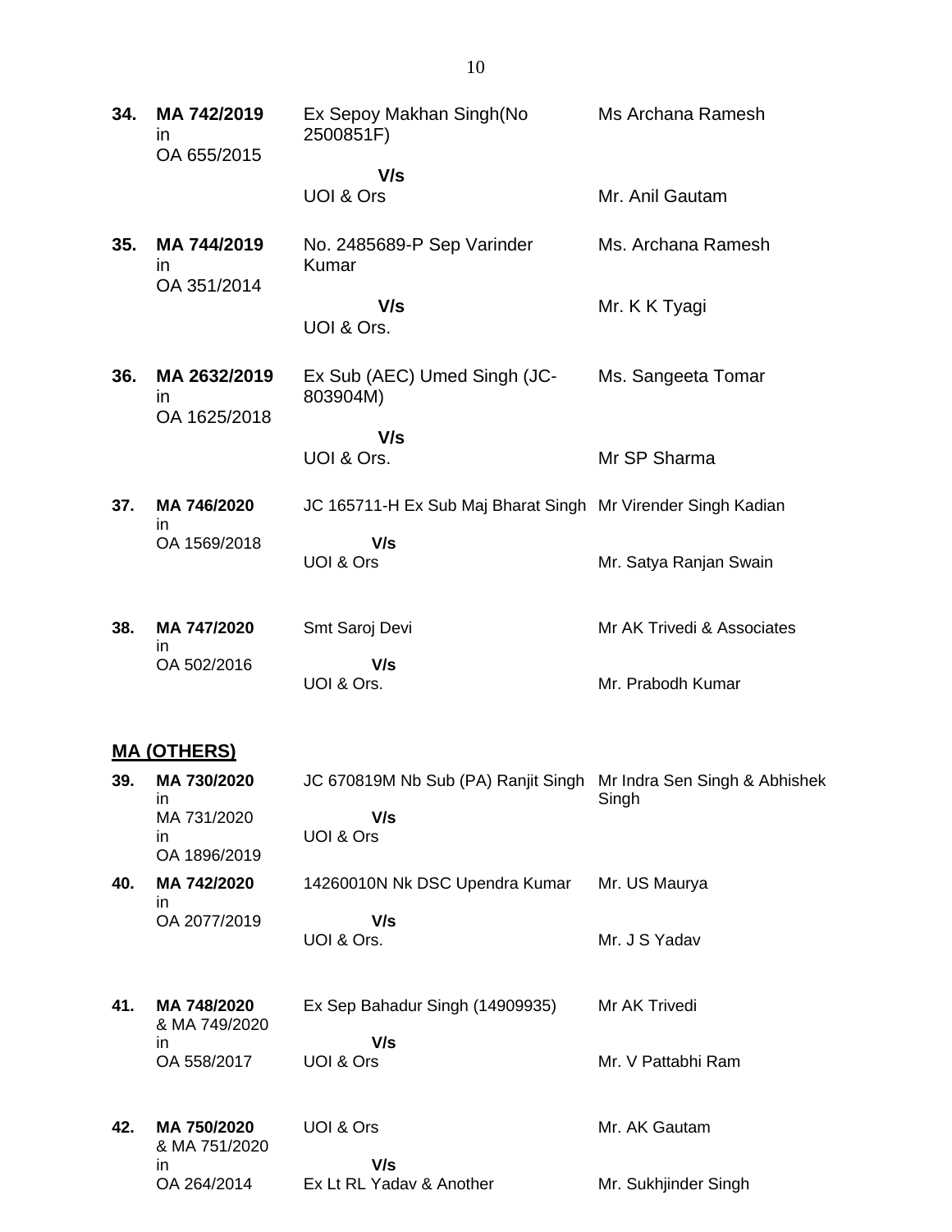| | | | |
|---|---|---|---|
| **34.** | **MA 742/2019** in OA 655/2015 | Ex Sepoy Makhan Singh(No 2500851F) | Ms Archana Ramesh |
| | | **V/s** UOI & Ors | Mr. Anil Gautam |
| **35.** | **MA 744/2019** in OA 351/2014 | No. 2485689-P Sep Varinder Kumar | Ms. Archana Ramesh |
| | | **V/s** UOI & Ors. | Mr. K K Tyagi |
| **36.** | **MA 2632/2019** in OA 1625/2018 | Ex Sub (AEC) Umed Singh (JC-803904M) | Ms. Sangeeta Tomar |
| | | **V/s** UOI & Ors. | Mr SP Sharma |
| **37.** | **MA 746/2020** in OA 1569/2018 | JC 165711-H Ex Sub Maj Bharat Singh | Mr Virender Singh Kadian |
| | | **V/s** UOI & Ors | Mr. Satya Ranjan Swain |
| **38.** | **MA 747/2020** in OA 502/2016 | Smt Saroj Devi | Mr AK Trivedi & Associates |
| | | **V/s** UOI & Ors. | Mr. Prabodh Kumar |

**MA (OTHERS)**

| | | | |
|---|---|---|---|
| **39.** | **MA 730/2020** in MA 731/2020 in OA 1896/2019 | JC 670819M Nb Sub (PA) Ranjit Singh | Mr Indra Sen Singh & Abhishek Singh |
| | | **V/s** UOI & Ors | |
| **40.** | **MA 742/2020** in OA 2077/2019 | 14260010N Nk DSC Upendra Kumar | Mr. US Maurya |
| | | **V/s** UOI & Ors. | Mr. J S Yadav |
| **41.** | **MA 748/2020** & MA 749/2020 in OA 558/2017 | Ex Sep Bahadur Singh (14909935) | Mr AK Trivedi |
| | | **V/s** UOI & Ors | Mr. V Pattabhi Ram |
| **42.** | **MA 750/2020** & MA 751/2020 in OA 264/2014 | UOI & Ors | Mr. AK Gautam |
| | | **V/s** Ex Lt RL Yadav & Another | Mr. Sukhjinder Singh |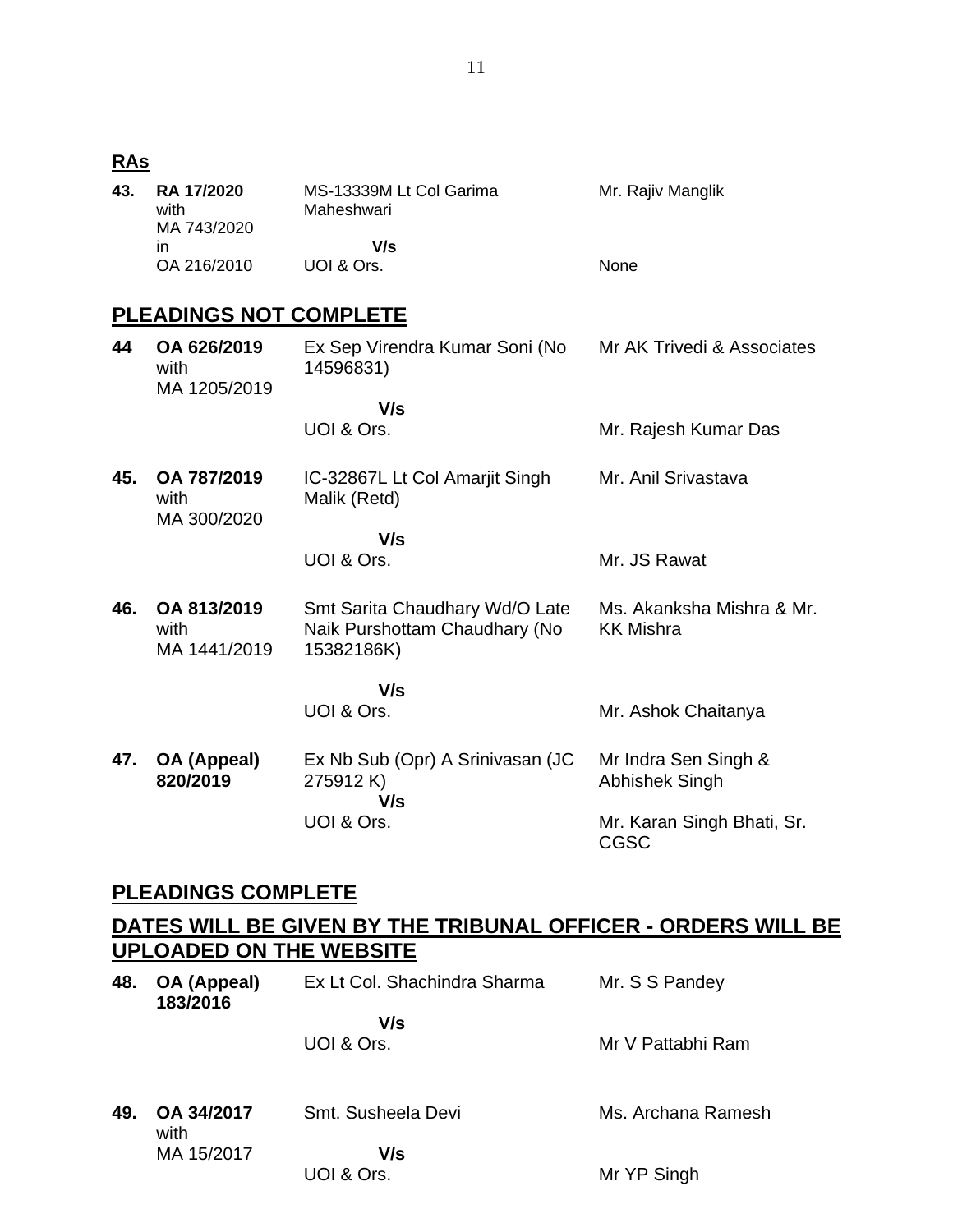## RAs

| | | | |
|---|---|---|---|
| **43.** | **RA 17/2020** with MA 743/2020 in OA 216/2010 | MS-13339M Lt Col Garima Maheshwari | Mr. Rajiv Manglik |
| | | **V/s** UOI & Ors. | None |

## PLEADINGS NOT COMPLETE

| | | | |
|---|---|---|---|
| **44** | **OA 626/2019** with MA 1205/2019 | Ex Sep Virendra Kumar Soni (No 14596831) | Mr AK Trivedi & Associates |
| | | **V/s** UOI & Ors. | Mr. Rajesh Kumar Das |
| **45.** | **OA 787/2019** with MA 300/2020 | IC-32867L Lt Col Amarjit Singh Malik (Retd) | Mr. Anil Srivastava |
| | | **V/s** UOI & Ors. | Mr. JS Rawat |
| **46.** | **OA 813/2019** with MA 1441/2019 | Smt Sarita Chaudhary Wd/O Late Naik Purshottam Chaudhary (No 15382186K) | Ms. Akanksha Mishra & Mr. KK Mishra |
| | | **V/s** UOI & Ors. | Mr. Ashok Chaitanya |
| **47.** | **OA (Appeal) 820/2019** | Ex Nb Sub (Opr) A Srinivasan (JC 275912 K) | Mr Indra Sen Singh & Abhishek Singh |
| | | **V/s** UOI & Ors. | Mr. Karan Singh Bhati, Sr. CGSC |

## PLEADINGS COMPLETE

## DATES WILL BE GIVEN BY THE TRIBUNAL OFFICER - ORDERS WILL BE UPLOADED ON THE WEBSITE

| | | | |
|---|---|---|---|
| **48.** | **OA (Appeal) 183/2016** | Ex Lt Col. Shachindra Sharma | Mr. S S Pandey |
| | | **V/s** UOI & Ors. | Mr V Pattabhi Ram |
| **49.** | **OA 34/2017** with MA 15/2017 | Smt. Susheela Devi | Ms. Archana Ramesh |
| | | **V/s** UOI & Ors. | Mr YP Singh |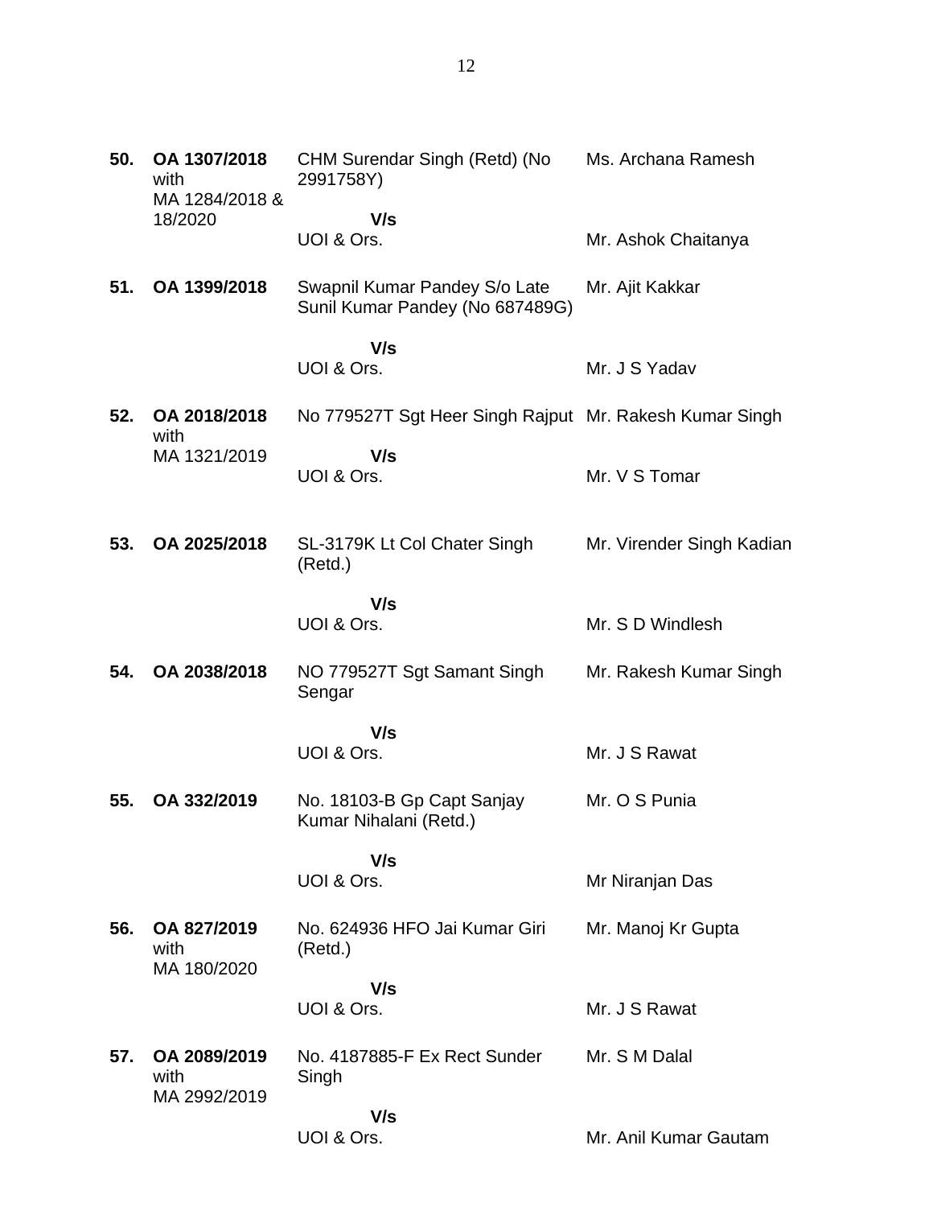| | | | |
|---|---|---|---|
| **50.** | **OA 1307/2018** with MA 1284/2018 & 18/2020 | CHM Surendar Singh (Retd) (No 2991758Y)<br>**V/s**<br>UOI & Ors. | Ms. Archana Ramesh<br><br>Mr. Ashok Chaitanya |
| **51.** | **OA 1399/2018** | Swapnil Kumar Pandey S/o Late Sunil Kumar Pandey (No 687489G)<br>**V/s**<br>UOI & Ors. | Mr. Ajit Kakkar<br><br>Mr. J S Yadav |
| **52.** | **OA 2018/2018** with MA 1321/2019 | No 779527T Sgt Heer Singh Rajput<br>**V/s**<br>UOI & Ors. | Mr. Rakesh Kumar Singh<br><br>Mr. V S Tomar |
| **53.** | **OA 2025/2018** | SL-3179K Lt Col Chater Singh (Retd.)<br>**V/s**<br>UOI & Ors. | Mr. Virender Singh Kadian<br><br>Mr. S D Windlesh |
| **54.** | **OA 2038/2018** | NO 779527T Sgt Samant Singh Sengar<br>**V/s**<br>UOI & Ors. | Mr. Rakesh Kumar Singh<br><br>Mr. J S Rawat |
| **55.** | **OA 332/2019** | No. 18103-B Gp Capt Sanjay Kumar Nihalani (Retd.)<br>**V/s**<br>UOI & Ors. | Mr. O S Punia<br><br>Mr Niranjan Das |
| **56.** | **OA 827/2019** with MA 180/2020 | No. 624936 HFO Jai Kumar Giri (Retd.)<br>**V/s**<br>UOI & Ors. | Mr. Manoj Kr Gupta<br><br>Mr. J S Rawat |
| **57.** | **OA 2089/2019** with MA 2992/2019 | No. 4187885-F Ex Rect Sunder Singh<br>**V/s**<br>UOI & Ors. | Mr. S M Dalal<br><br>Mr. Anil Kumar Gautam |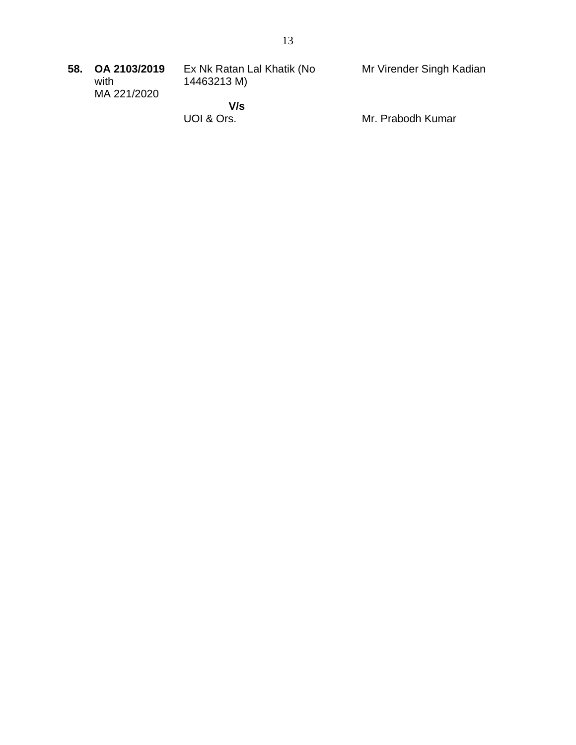| | | | |
|---|---|---|---|
| **58.** | **OA 2103/2019** with MA 221/2020 | Ex Nk Ratan Lal Khatik (No 14463213 M)<br><br>**V/s**<br>UOI & Ors. | Mr Virender Singh Kadian<br><br><br>Mr. Prabodh Kumar |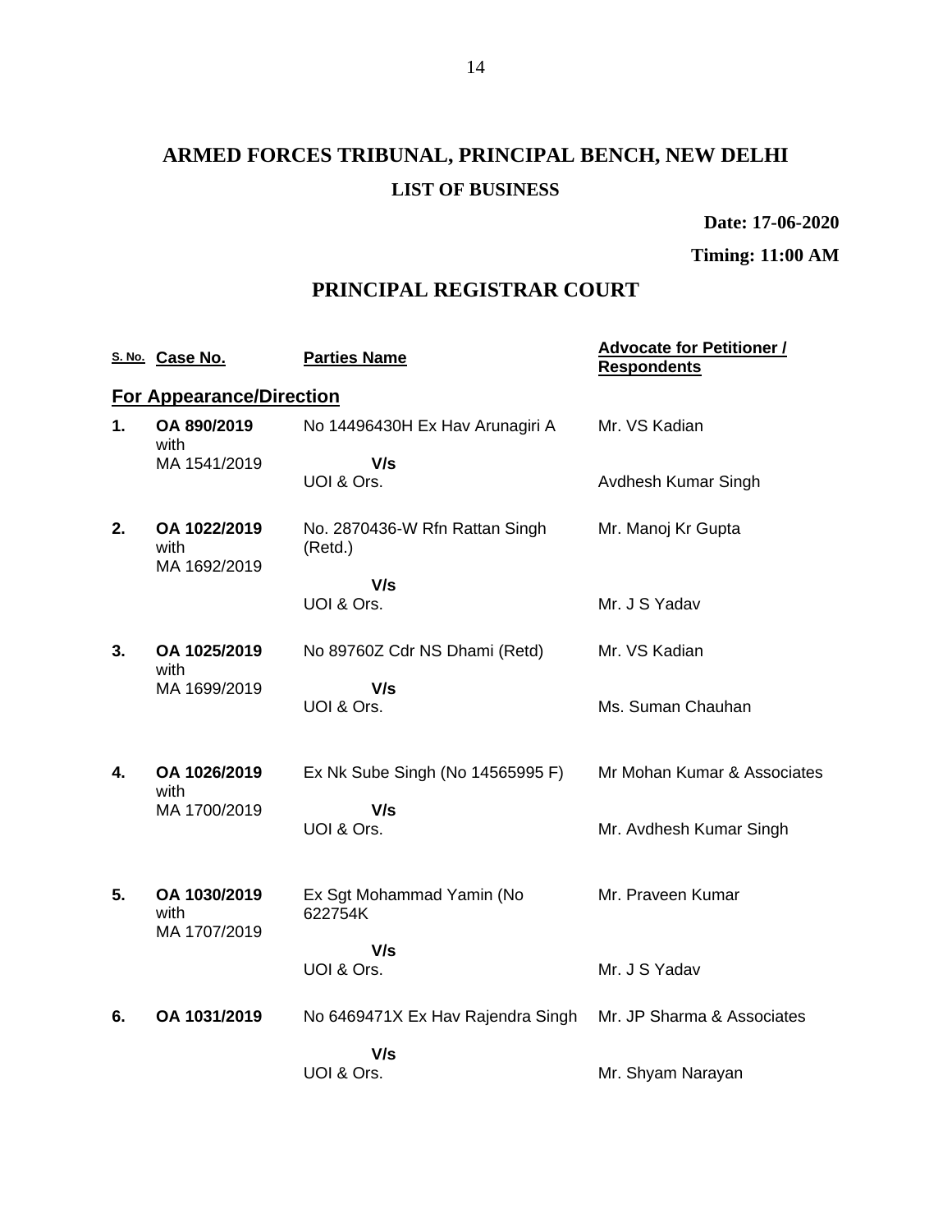# ARMED FORCES TRIBUNAL, PRINCIPAL BENCH, NEW DELHI

### LIST OF BUSINESS

**Date: 17-06-2020**

**Timing: 11:00 AM**

## PRINCIPAL REGISTRAR COURT

| S. No. | Case No. | Parties Name | Advocate for Petitioner / Respondents |
|---|---|---|---|
| **For Appearance/Direction** | | | |
| **1.** | **OA 890/2019** with MA 1541/2019 | No 14496430H Ex Hav Arunagiri A **V/s** UOI & Ors. | Mr. VS Kadian<br>Avdhesh Kumar Singh |
| **2.** | **OA 1022/2019** with MA 1692/2019 | No. 2870436-W Rfn Rattan Singh (Retd.) **V/s** UOI & Ors. | Mr. Manoj Kr Gupta<br>Mr. J S Yadav |
| **3.** | **OA 1025/2019** with MA 1699/2019 | No 89760Z Cdr NS Dhami (Retd) **V/s** UOI & Ors. | Mr. VS Kadian<br>Ms. Suman Chauhan |
| **4.** | **OA 1026/2019** with MA 1700/2019 | Ex Nk Sube Singh (No 14565995 F) **V/s** UOI & Ors. | Mr Mohan Kumar & Associates<br>Mr. Avdhesh Kumar Singh |
| **5.** | **OA 1030/2019** with MA 1707/2019 | Ex Sgt Mohammad Yamin (No 622754K **V/s** UOI & Ors. | Mr. Praveen Kumar<br>Mr. J S Yadav |
| **6.** | **OA 1031/2019** | No 6469471X Ex Hav Rajendra Singh **V/s** UOI & Ors. | Mr. JP Sharma & Associates<br>Mr. Shyam Narayan |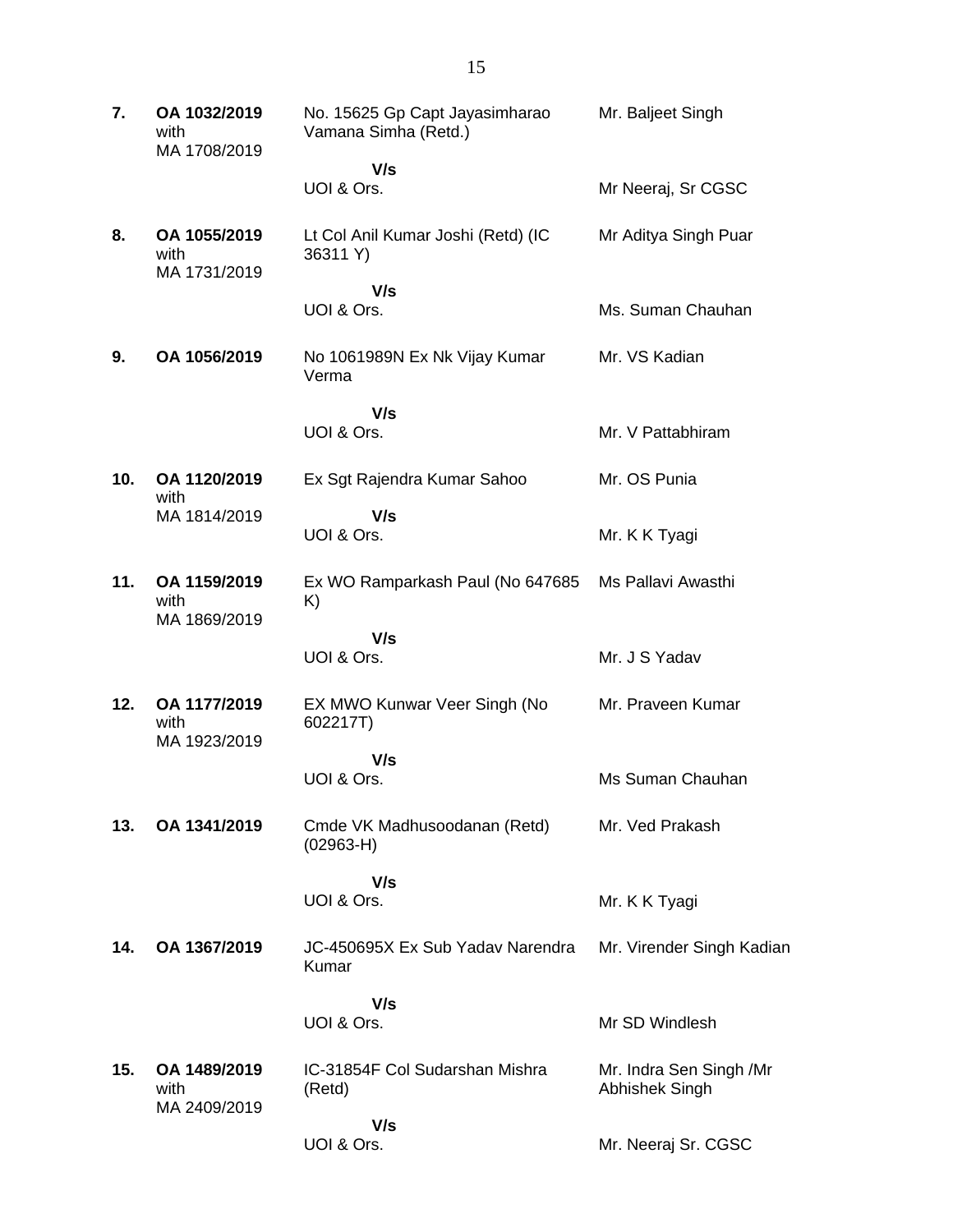| | | | |
|---|---|---|---|
| **7.** | **OA 1032/2019** with MA 1708/2019 | No. 15625 Gp Capt Jayasimharao Vamana Simha (Retd.) | Mr. Baljeet Singh |
| | | **V/s** UOI & Ors. | Mr Neeraj, Sr CGSC |
| **8.** | **OA 1055/2019** with MA 1731/2019 | Lt Col Anil Kumar Joshi (Retd) (IC 36311 Y) | Mr Aditya Singh Puar |
| | | **V/s** UOI & Ors. | Ms. Suman Chauhan |
| **9.** | **OA 1056/2019** | No 1061989N Ex Nk Vijay Kumar Verma | Mr. VS Kadian |
| | | **V/s** UOI & Ors. | Mr. V Pattabhiram |
| **10.** | **OA 1120/2019** with MA 1814/2019 | Ex Sgt Rajendra Kumar Sahoo | Mr. OS Punia |
| | | **V/s** UOI & Ors. | Mr. K K Tyagi |
| **11.** | **OA 1159/2019** with MA 1869/2019 | Ex WO Ramparkash Paul (No 647685 K) | Ms Pallavi Awasthi |
| | | **V/s** UOI & Ors. | Mr. J S Yadav |
| **12.** | **OA 1177/2019** with MA 1923/2019 | EX MWO Kunwar Veer Singh (No 602217T) | Mr. Praveen Kumar |
| | | **V/s** UOI & Ors. | Ms Suman Chauhan |
| **13.** | **OA 1341/2019** | Cmde VK Madhusoodanan (Retd) (02963-H) | Mr. Ved Prakash |
| | | **V/s** UOI & Ors. | Mr. K K Tyagi |
| **14.** | **OA 1367/2019** | JC-450695X Ex Sub Yadav Narendra Kumar | Mr. Virender Singh Kadian |
| | | **V/s** UOI & Ors. | Mr SD Windlesh |
| **15.** | **OA 1489/2019** with MA 2409/2019 | IC-31854F Col Sudarshan Mishra (Retd) | Mr. Indra Sen Singh /Mr Abhishek Singh |
| | | **V/s** UOI & Ors. | Mr. Neeraj Sr. CGSC |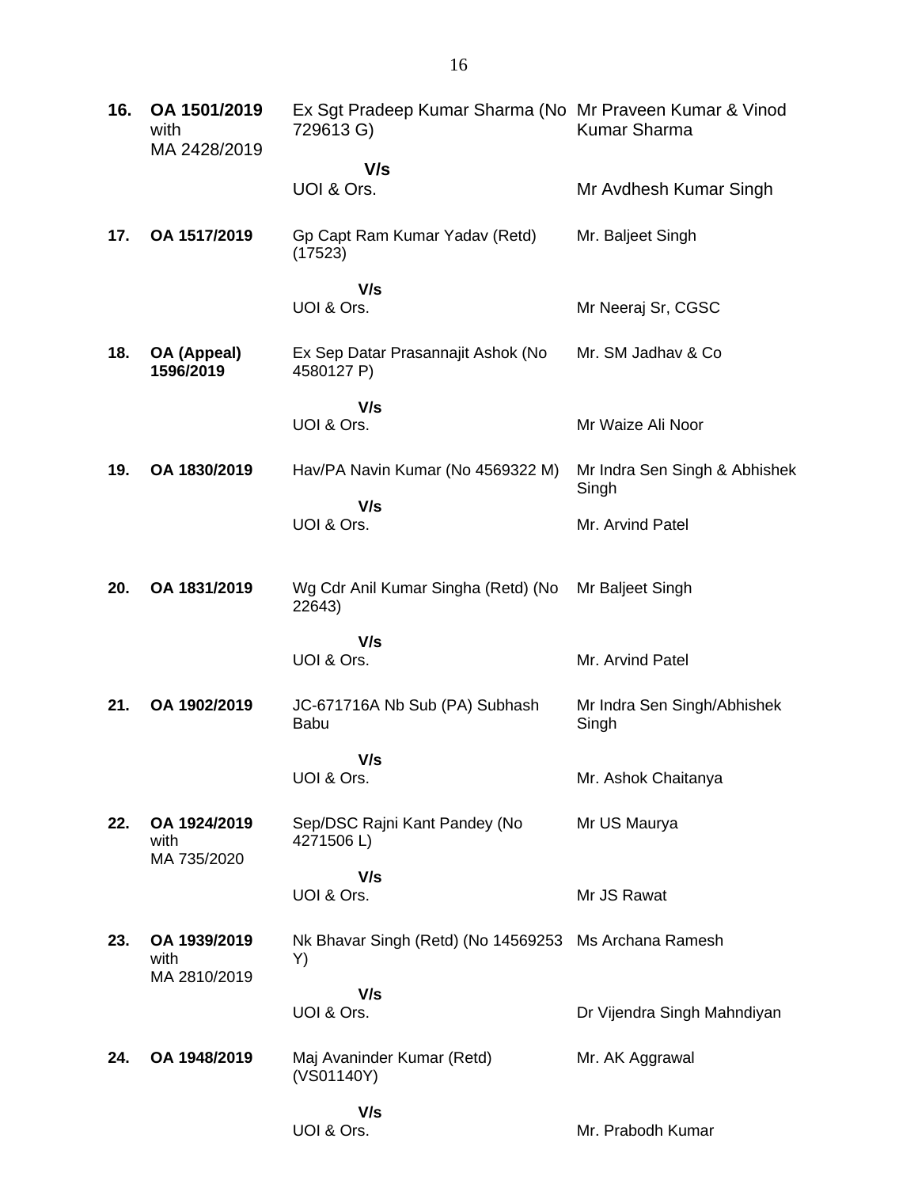| | | | |
|---|---|---|---|
| **16.** | **OA 1501/2019** with MA 2428/2019 | Ex Sgt Pradeep Kumar Sharma (No 729613 G) | Mr Praveen Kumar & Vinod Kumar Sharma |
| | | **V/s** UOI & Ors. | Mr Avdhesh Kumar Singh |
| **17.** | **OA 1517/2019** | Gp Capt Ram Kumar Yadav (Retd) (17523) | Mr. Baljeet Singh |
| | | **V/s** UOI & Ors. | Mr Neeraj Sr, CGSC |
| **18.** | **OA (Appeal) 1596/2019** | Ex Sep Datar Prasannajit Ashok (No 4580127 P) | Mr. SM Jadhav & Co |
| | | **V/s** UOI & Ors. | Mr Waize Ali Noor |
| **19.** | **OA 1830/2019** | Hav/PA Navin Kumar (No 4569322 M) | Mr Indra Sen Singh & Abhishek Singh |
| | | **V/s** UOI & Ors. | Mr. Arvind Patel |
| **20.** | **OA 1831/2019** | Wg Cdr Anil Kumar Singha (Retd) (No 22643) | Mr Baljeet Singh |
| | | **V/s** UOI & Ors. | Mr. Arvind Patel |
| **21.** | **OA 1902/2019** | JC-671716A Nb Sub (PA) Subhash Babu | Mr Indra Sen Singh/Abhishek Singh |
| | | **V/s** UOI & Ors. | Mr. Ashok Chaitanya |
| **22.** | **OA 1924/2019** with MA 735/2020 | Sep/DSC Rajni Kant Pandey (No 4271506 L) | Mr US Maurya |
| | | **V/s** UOI & Ors. | Mr JS Rawat |
| **23.** | **OA 1939/2019** with MA 2810/2019 | Nk Bhavar Singh (Retd) (No 14569253 Y) | Ms Archana Ramesh |
| | | **V/s** UOI & Ors. | Dr Vijendra Singh Mahndiyan |
| **24.** | **OA 1948/2019** | Maj Avaninder Kumar (Retd) (VS01140Y) | Mr. AK Aggrawal |
| | | **V/s** UOI & Ors. | Mr. Prabodh Kumar |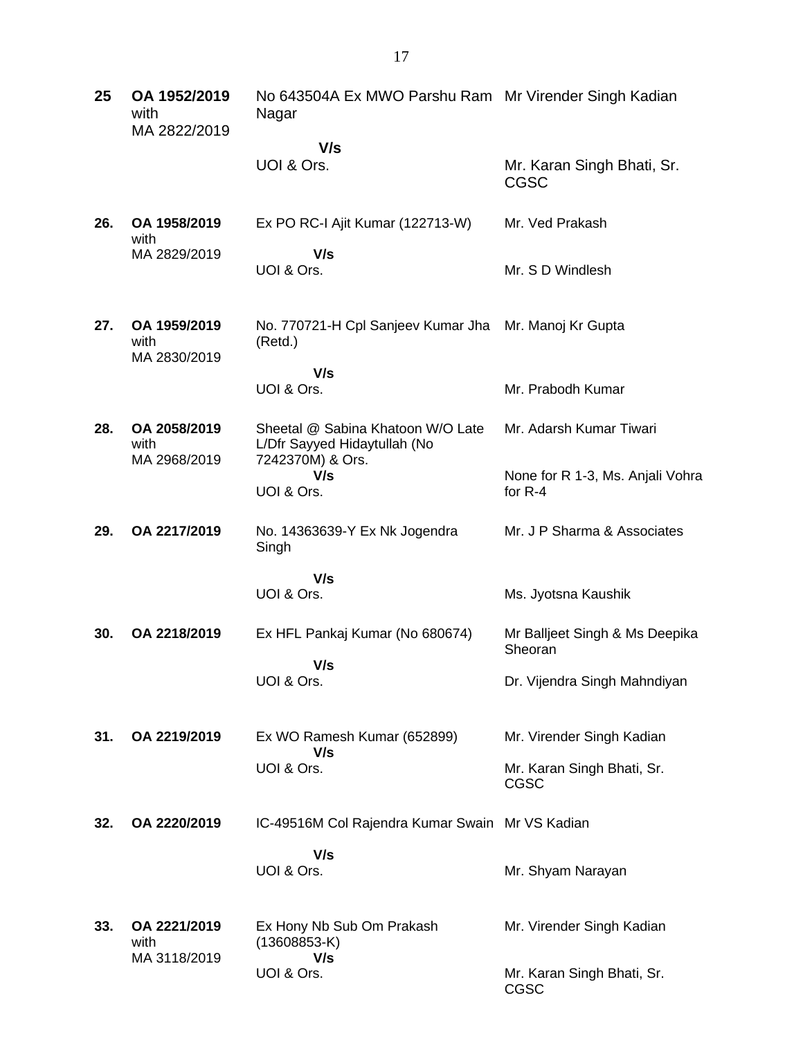| | | | |
|---|---|---|---|
| **25** | **OA 1952/2019** with MA 2822/2019 | No 643504A Ex MWO Parshu Ram Nagar **V/s** UOI & Ors. | Mr Virender Singh Kadian<br><br>Mr. Karan Singh Bhati, Sr. CGSC |
| **26.** | **OA 1958/2019** with MA 2829/2019 | Ex PO RC-I Ajit Kumar (122713-W) **V/s** UOI & Ors. | Mr. Ved Prakash<br><br>Mr. S D Windlesh |
| **27.** | **OA 1959/2019** with MA 2830/2019 | No. 770721-H Cpl Sanjeev Kumar Jha (Retd.) **V/s** UOI & Ors. | Mr. Manoj Kr Gupta<br><br>Mr. Prabodh Kumar |
| **28.** | **OA 2058/2019** with MA 2968/2019 | Sheetal @ Sabina Khatoon W/O Late L/Dfr Sayyed Hidaytullah (No 7242370M) & Ors. **V/s** UOI & Ors. | Mr. Adarsh Kumar Tiwari<br><br>None for R 1-3, Ms. Anjali Vohra for R-4 |
| **29.** | **OA 2217/2019** | No. 14363639-Y Ex Nk Jogendra Singh **V/s** UOI & Ors. | Mr. J P Sharma & Associates<br><br>Ms. Jyotsna Kaushik |
| **30.** | **OA 2218/2019** | Ex HFL Pankaj Kumar (No 680674) **V/s** UOI & Ors. | Mr Balljeet Singh & Ms Deepika Sheoran<br><br>Dr. Vijendra Singh Mahndiyan |
| **31.** | **OA 2219/2019** | Ex WO Ramesh Kumar (652899) **V/s** UOI & Ors. | Mr. Virender Singh Kadian<br><br>Mr. Karan Singh Bhati, Sr. CGSC |
| **32.** | **OA 2220/2019** | IC-49516M Col Rajendra Kumar Swain **V/s** UOI & Ors. | Mr VS Kadian<br><br>Mr. Shyam Narayan |
| **33.** | **OA 2221/2019** with MA 3118/2019 | Ex Hony Nb Sub Om Prakash (13608853-K) **V/s** UOI & Ors. | Mr. Virender Singh Kadian<br><br>Mr. Karan Singh Bhati, Sr. CGSC |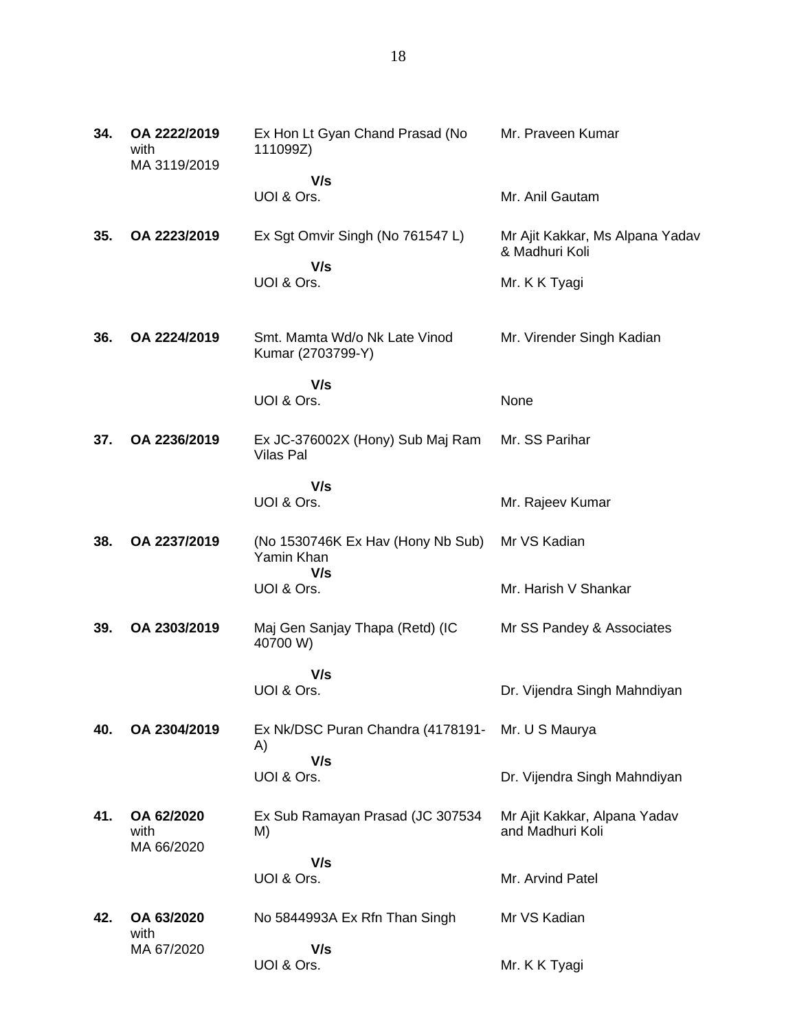| | | | |
|---|---|---|---|
| **34.** | **OA 2222/2019** with MA 3119/2019 | Ex Hon Lt Gyan Chand Prasad (No 111099Z)<br>**V/s**<br>UOI & Ors. | Mr. Praveen Kumar<br><br>Mr. Anil Gautam |
| **35.** | **OA 2223/2019** | Ex Sgt Omvir Singh (No 761547 L)<br>**V/s**<br>UOI & Ors. | Mr Ajit Kakkar, Ms Alpana Yadav & Madhuri Koli<br><br>Mr. K K Tyagi |
| **36.** | **OA 2224/2019** | Smt. Mamta Wd/o Nk Late Vinod Kumar (2703799-Y)<br>**V/s**<br>UOI & Ors. | Mr. Virender Singh Kadian<br><br>None |
| **37.** | **OA 2236/2019** | Ex JC-376002X (Hony) Sub Maj Ram Vilas Pal<br>**V/s**<br>UOI & Ors. | Mr. SS Parihar<br><br>Mr. Rajeev Kumar |
| **38.** | **OA 2237/2019** | (No 1530746K Ex Hav (Hony Nb Sub) Yamin Khan<br>**V/s**<br>UOI & Ors. | Mr VS Kadian<br><br>Mr. Harish V Shankar |
| **39.** | **OA 2303/2019** | Maj Gen Sanjay Thapa (Retd) (IC 40700 W)<br>**V/s**<br>UOI & Ors. | Mr SS Pandey & Associates<br><br>Dr. Vijendra Singh Mahndiyan |
| **40.** | **OA 2304/2019** | Ex Nk/DSC Puran Chandra (4178191-A)<br>**V/s**<br>UOI & Ors. | Mr. U S Maurya<br><br>Dr. Vijendra Singh Mahndiyan |
| **41.** | **OA 62/2020** with MA 66/2020 | Ex Sub Ramayan Prasad (JC 307534 M)<br>**V/s**<br>UOI & Ors. | Mr Ajit Kakkar, Alpana Yadav and Madhuri Koli<br><br>Mr. Arvind Patel |
| **42.** | **OA 63/2020** with MA 67/2020 | No 5844993A Ex Rfn Than Singh<br>**V/s**<br>UOI & Ors. | Mr VS Kadian<br><br>Mr. K K Tyagi |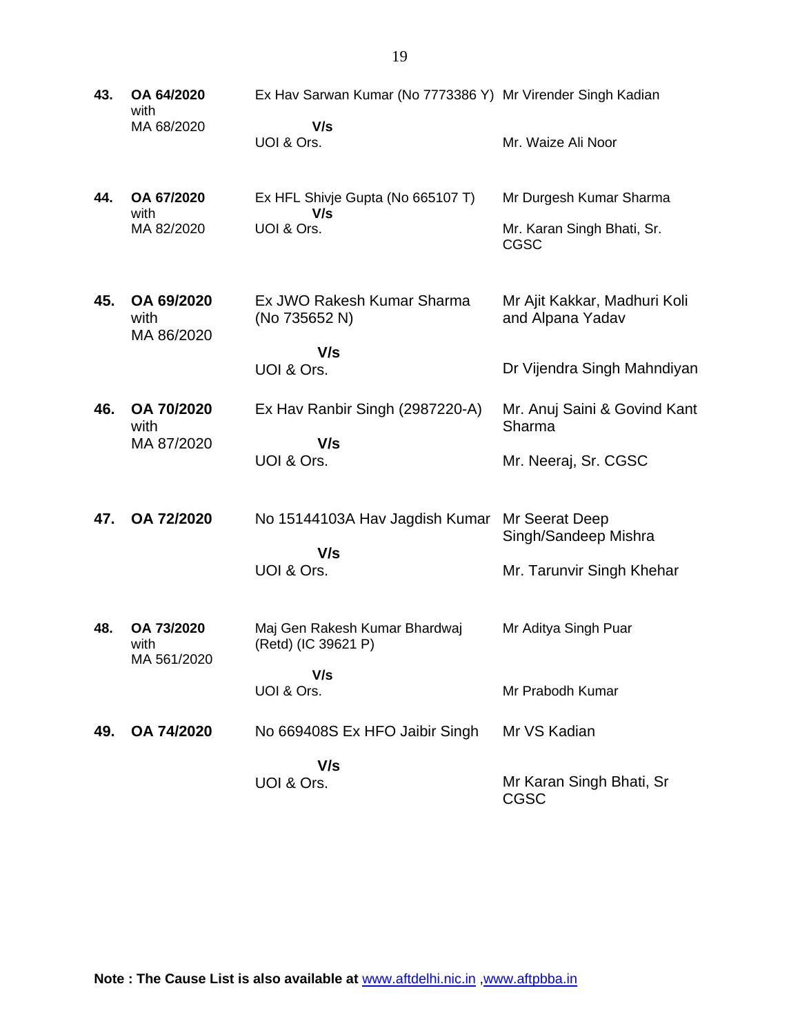| | | | |
|---|---|---|---|
| **43.** | **OA 64/2020** with MA 68/2020 | Ex Hav Sarwan Kumar (No 7773386 Y) **V/s** UOI & Ors. | Mr Virender Singh Kadian<br><br>Mr. Waize Ali Noor |
| **44.** | **OA 67/2020** with MA 82/2020 | Ex HFL Shivje Gupta (No 665107 T) **V/s** UOI & Ors. | Mr Durgesh Kumar Sharma<br><br>Mr. Karan Singh Bhati, Sr. CGSC |
| **45.** | **OA 69/2020** with MA 86/2020 | Ex JWO Rakesh Kumar Sharma (No 735652 N) **V/s** UOI & Ors. | Mr Ajit Kakkar, Madhuri Koli and Alpana Yadav<br><br>Dr Vijendra Singh Mahndiyan |
| **46.** | **OA 70/2020** with MA 87/2020 | Ex Hav Ranbir Singh (2987220-A) **V/s** UOI & Ors. | Mr. Anuj Saini & Govind Kant Sharma<br><br>Mr. Neeraj, Sr. CGSC |
| **47.** | **OA 72/2020** | No 15144103A Hav Jagdish Kumar **V/s** UOI & Ors. | Mr Seerat Deep Singh/Sandeep Mishra<br><br>Mr. Tarunvir Singh Khehar |
| **48.** | **OA 73/2020** with MA 561/2020 | Maj Gen Rakesh Kumar Bhardwaj (Retd) (IC 39621 P) **V/s** UOI & Ors. | Mr Aditya Singh Puar<br><br>Mr Prabodh Kumar |
| **49.** | **OA 74/2020** | No 669408S Ex HFO Jaibir Singh **V/s** UOI & Ors. | Mr VS Kadian<br><br>Mr Karan Singh Bhati, Sr CGSC |

**Note : The Cause List is also available at** www.aftdelhi.nic.in ,www.aftpbba.in